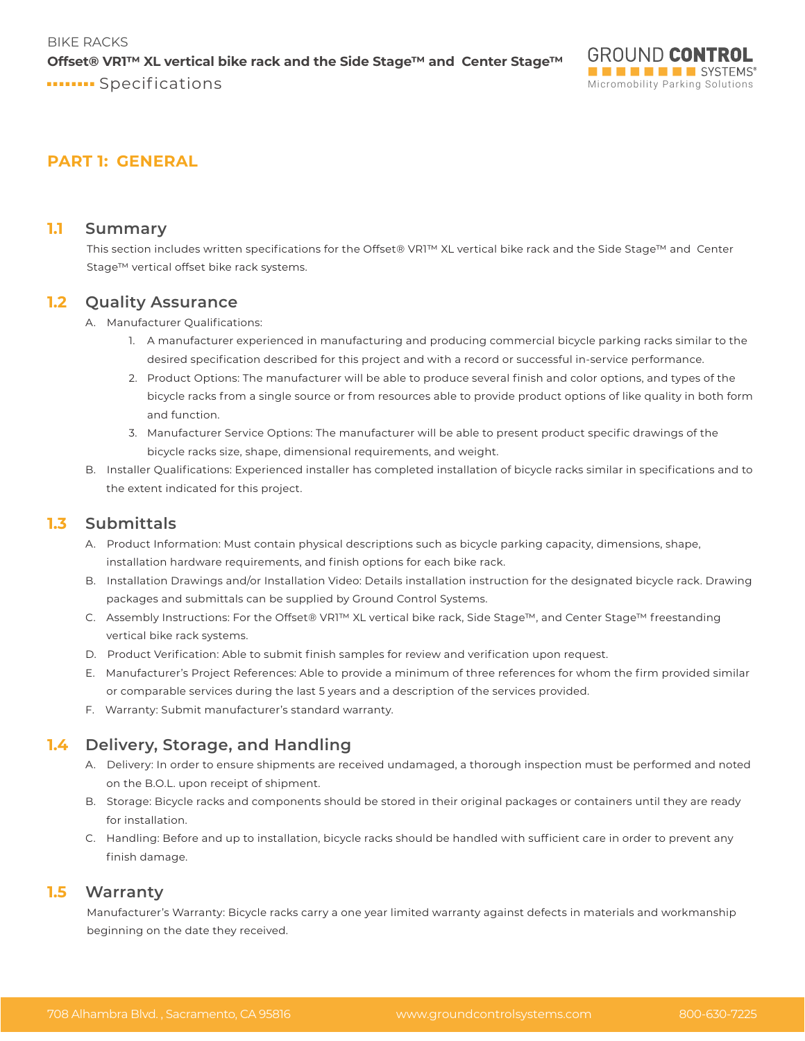BIKE RACKS

**Offset® VR1™ XL vertical bike rack and the Side Stage™ and Center Stage™**

Specifications

# PART 1: GENERAL

## 1.1 Summary

This section includes written specifications for the Offset® VR1™ XL vertical bike rack and the Side Stage™ and Center Stage™ vertical offset bike rack systems.

## 1.2 Quality Assurance

A. Manufacturer Qualifications:

1. A manufacturer experienced in manufacturing and producing commercial bicycle parking racks similar to the desired specification described for this project and with a record or successful in-service performance.
2. Product Options: The manufacturer will be able to produce several finish and color options, and types of the bicycle racks from a single source or from resources able to provide product options of like quality in both form and function.
3. Manufacturer Service Options: The manufacturer will be able to present product specific drawings of the bicycle racks size, shape, dimensional requirements, and weight.

B. Installer Qualifications: Experienced installer has completed installation of bicycle racks similar in specifications and to the extent indicated for this project.

## 1.3 Submittals

A. Product Information: Must contain physical descriptions such as bicycle parking capacity, dimensions, shape, installation hardware requirements, and finish options for each bike rack.

B. Installation Drawings and/or Installation Video: Details installation instruction for the designated bicycle rack. Drawing packages and submittals can be supplied by Ground Control Systems.

C. Assembly Instructions: For the Offset® VR1™ XL vertical bike rack, Side Stage™, and Center Stage™ freestanding vertical bike rack systems.

D. Product Verification: Able to submit finish samples for review and verification upon request.

E. Manufacturer's Project References: Able to provide a minimum of three references for whom the firm provided similar or comparable services during the last 5 years and a description of the services provided.

F. Warranty: Submit manufacturer's standard warranty.

## 1.4 Delivery, Storage, and Handling

A. Delivery: In order to ensure shipments are received undamaged, a thorough inspection must be performed and noted on the B.O.L. upon receipt of shipment.

B. Storage: Bicycle racks and components should be stored in their original packages or containers until they are ready for installation.

C. Handling: Before and up to installation, bicycle racks should be handled with sufficient care in order to prevent any finish damage.

## 1.5 Warranty

Manufacturer's Warranty: Bicycle racks carry a one year limited warranty against defects in materials and workmanship beginning on the date they received.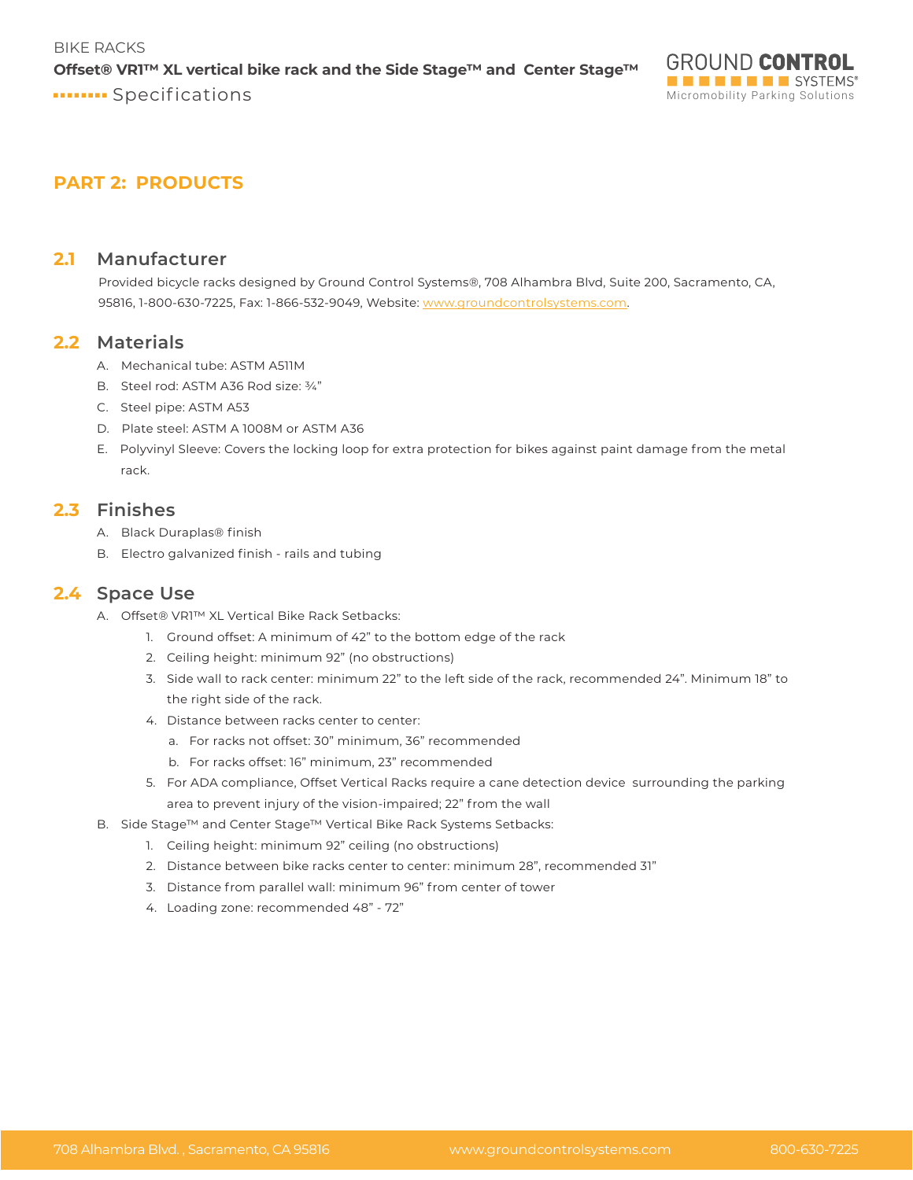# PART 2: PRODUCTS

## 2.1 Manufacturer

Provided bicycle racks designed by Ground Control Systems®, 708 Alhambra Blvd, Suite 200, Sacramento, CA, 95816, 1-800-630-7225, Fax: 1-866-532-9049, Website: www.groundcontrolsystems.com.

## 2.2 Materials

A. Mechanical tube: ASTM A511M

B. Steel rod: ASTM A36 Rod size: ¾"

C. Steel pipe: ASTM A53

D. Plate steel: ASTM A 1008M or ASTM A36

E. Polyvinyl Sleeve: Covers the locking loop for extra protection for bikes against paint damage from the metal rack.

## 2.3 Finishes

A. Black Duraplas® finish

B. Electro galvanized finish - rails and tubing

## 2.4 Space Use

A. Offset® VR1™ XL Vertical Bike Rack Setbacks:

1. Ground offset: A minimum of 42" to the bottom edge of the rack
2. Ceiling height: minimum 92" (no obstructions)
3. Side wall to rack center: minimum 22" to the left side of the rack, recommended 24". Minimum 18" to the right side of the rack.
4. Distance between racks center to center:
   a. For racks not offset: 30" minimum, 36" recommended
   b. For racks offset: 16" minimum, 23" recommended
5. For ADA compliance, Offset Vertical Racks require a cane detection device surrounding the parking area to prevent injury of the vision-impaired; 22" from the wall

B. Side Stage™ and Center Stage™ Vertical Bike Rack Systems Setbacks:

1. Ceiling height: minimum 92" ceiling (no obstructions)
2. Distance between bike racks center to center: minimum 28", recommended 31"
3. Distance from parallel wall: minimum 96" from center of tower
4. Loading zone: recommended 48" - 72"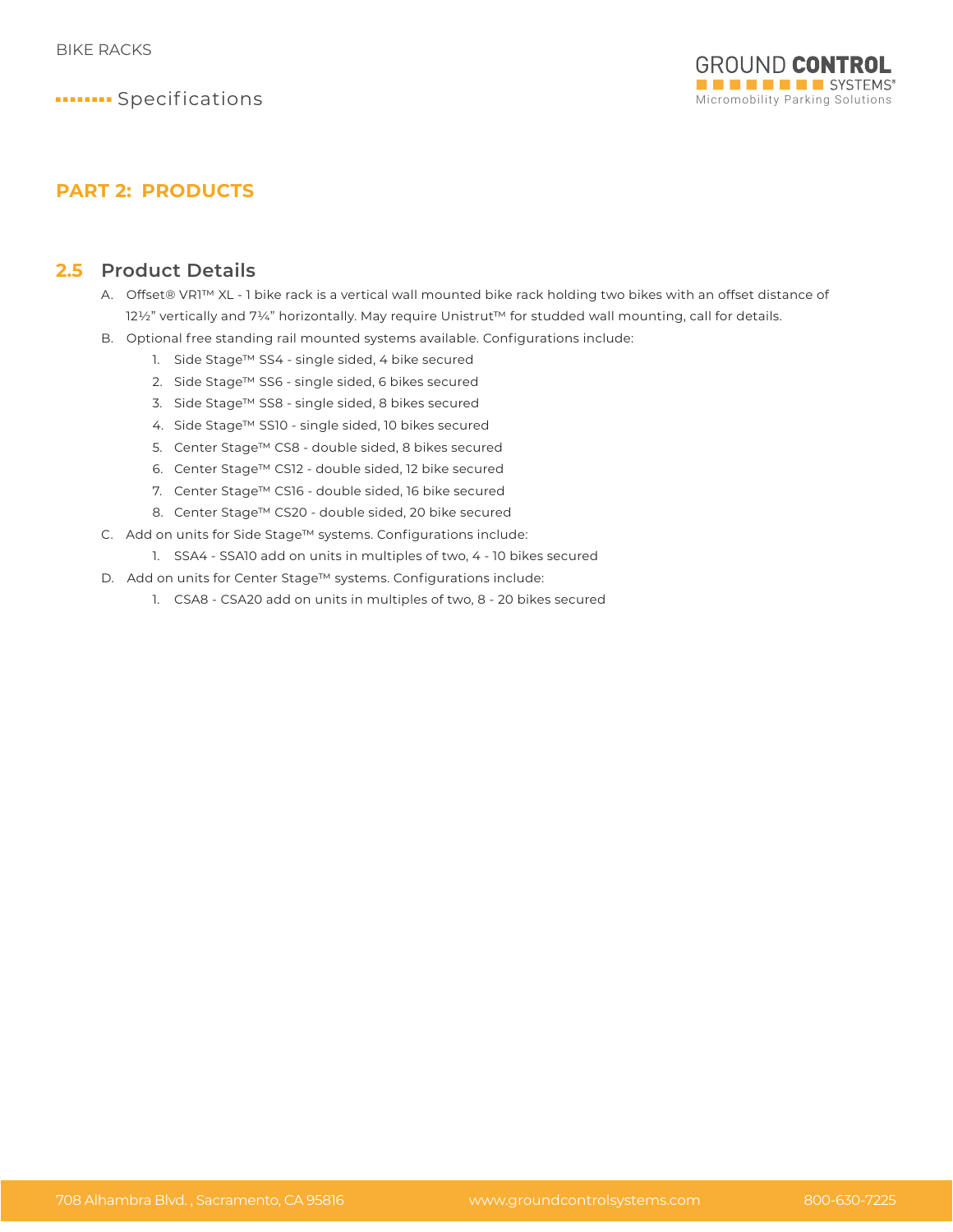## PART 2: PRODUCTS

### 2.5 Product Details

A. Offset® VR1™ XL - 1 bike rack is a vertical wall mounted bike rack holding two bikes with an offset distance of 12½" vertically and 7¼" horizontally. May require Unistrut™ for studded wall mounting, call for details.

B. Optional free standing rail mounted systems available. Configurations include:

1. Side Stage™ SS4 - single sided, 4 bike secured
2. Side Stage™ SS6 - single sided, 6 bikes secured
3. Side Stage™ SS8 - single sided, 8 bikes secured
4. Side Stage™ SS10 - single sided, 10 bikes secured
5. Center Stage™ CS8 - double sided, 8 bikes secured
6. Center Stage™ CS12 - double sided, 12 bike secured
7. Center Stage™ CS16 - double sided, 16 bike secured
8. Center Stage™ CS20 - double sided, 20 bike secured

C. Add on units for Side Stage™ systems. Configurations include:

1. SSA4 - SSA10 add on units in multiples of two, 4 - 10 bikes secured

D. Add on units for Center Stage™ systems. Configurations include:

1. CSA8 - CSA20 add on units in multiples of two, 8 - 20 bikes secured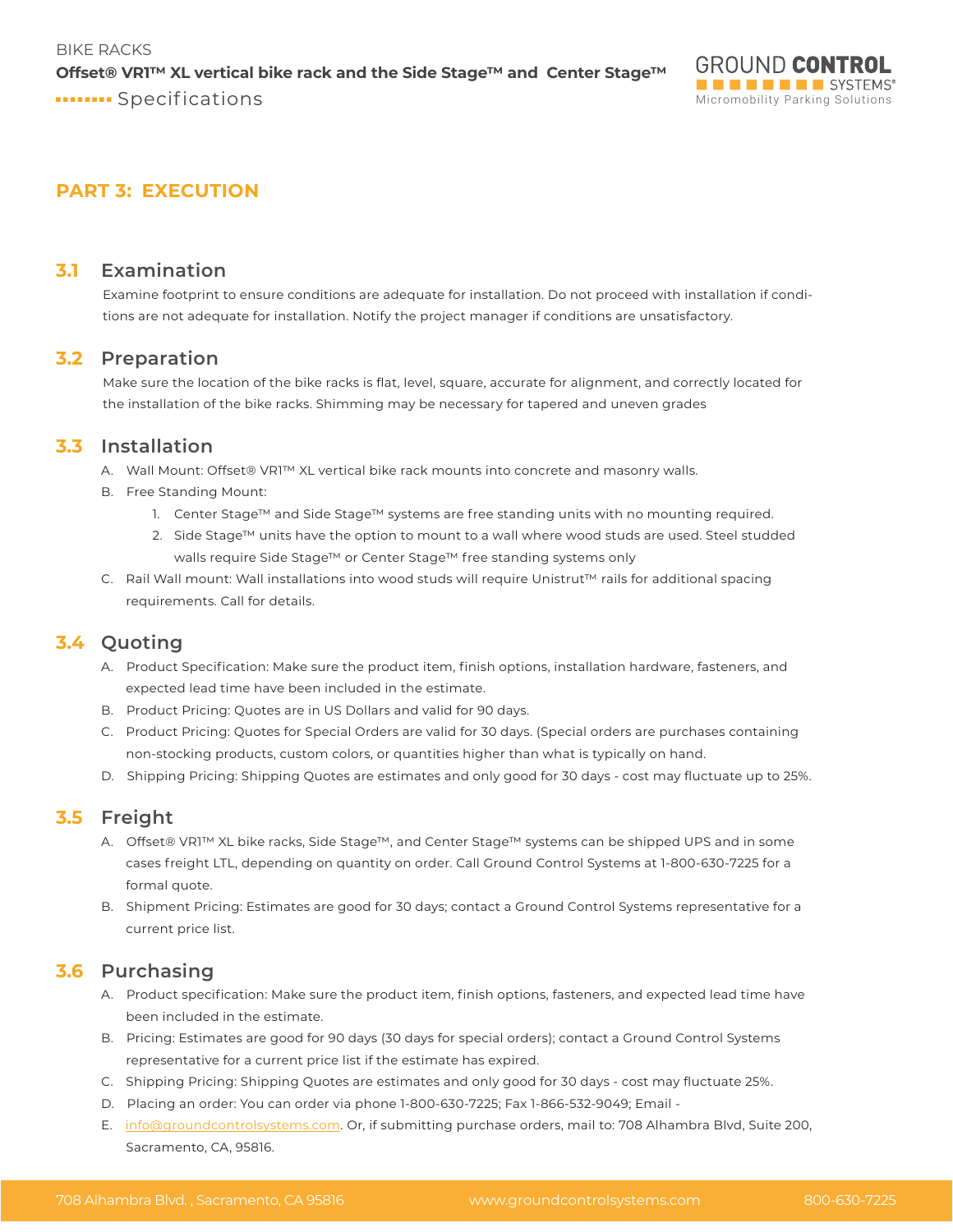## PART 3: EXECUTION

### 3.1 Examination

Examine footprint to ensure conditions are adequate for installation. Do not proceed with installation if conditions are not adequate for installation. Notify the project manager if conditions are unsatisfactory.

### 3.2 Preparation

Make sure the location of the bike racks is flat, level, square, accurate for alignment, and correctly located for the installation of the bike racks. Shimming may be necessary for tapered and uneven grades

### 3.3 Installation

A. Wall Mount: Offset® VR1™ XL vertical bike rack mounts into concrete and masonry walls.

B. Free Standing Mount:

1. Center Stage™ and Side Stage™ systems are free standing units with no mounting required.
2. Side Stage™ units have the option to mount to a wall where wood studs are used. Steel studded walls require Side Stage™ or Center Stage™ free standing systems only

C. Rail Wall mount: Wall installations into wood studs will require Unistrut™ rails for additional spacing requirements. Call for details.

### 3.4 Quoting

A. Product Specification: Make sure the product item, finish options, installation hardware, fasteners, and expected lead time have been included in the estimate.

B. Product Pricing: Quotes are in US Dollars and valid for 90 days.

C. Product Pricing: Quotes for Special Orders are valid for 30 days. (Special orders are purchases containing non-stocking products, custom colors, or quantities higher than what is typically on hand.

D. Shipping Pricing: Shipping Quotes are estimates and only good for 30 days - cost may fluctuate up to 25%.

### 3.5 Freight

A. Offset® VR1™ XL bike racks, Side Stage™, and Center Stage™ systems can be shipped UPS and in some cases freight LTL, depending on quantity on order. Call Ground Control Systems at 1-800-630-7225 for a formal quote.

B. Shipment Pricing: Estimates are good for 30 days; contact a Ground Control Systems representative for a current price list.

### 3.6 Purchasing

A. Product specification: Make sure the product item, finish options, fasteners, and expected lead time have been included in the estimate.

B. Pricing: Estimates are good for 90 days (30 days for special orders); contact a Ground Control Systems representative for a current price list if the estimate has expired.

C. Shipping Pricing: Shipping Quotes are estimates and only good for 30 days - cost may fluctuate 25%.

D. Placing an order: You can order via phone 1-800-630-7225; Fax 1-866-532-9049; Email -

E. info@groundcontrolsystems.com. Or, if submitting purchase orders, mail to: 708 Alhambra Blvd, Suite 200, Sacramento, CA, 95816.